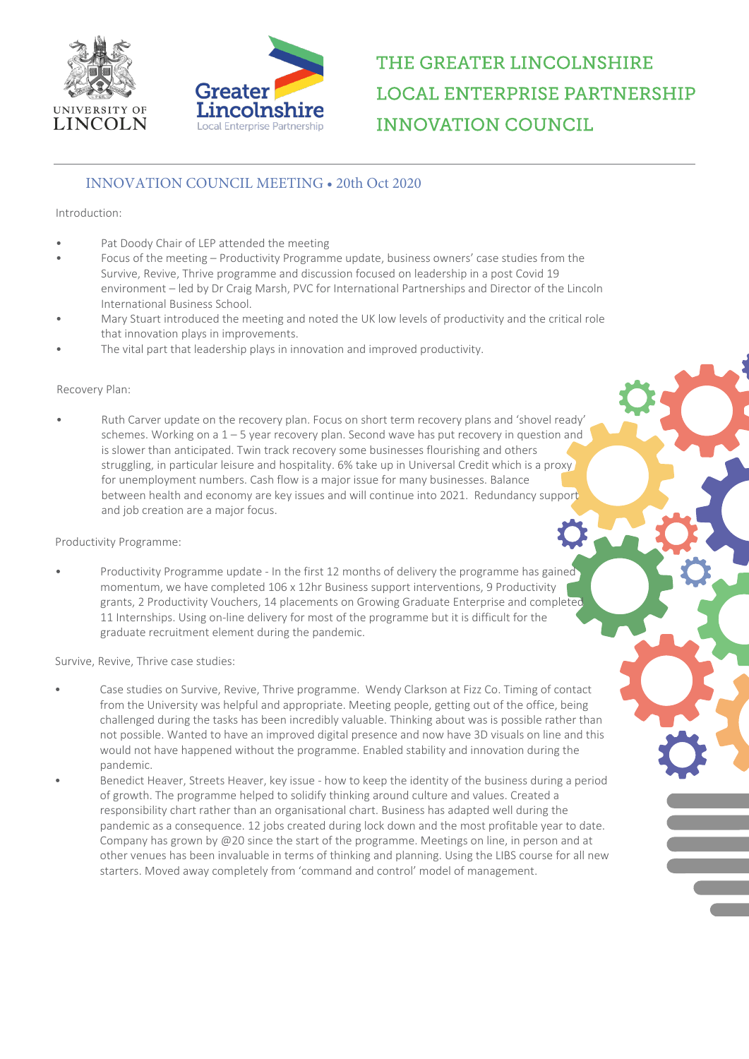# THE GREATER LINCOLNSHIRE LOCAL ENTERPRISE PARTNERSHIP INNOVATION COUNCIL

## INNOVATION COUNCIL MEETING • 20th Oct 2020

Introduction:

- Pat Doody Chair of LEP attended the meeting
- Focus of the meeting – Productivity Programme update, business owners' case studies from the Survive, Revive, Thrive programme and discussion focused on leadership in a post Covid 19 environment – led by Dr Craig Marsh, PVC for International Partnerships and Director of the Lincoln International Business School.
- Mary Stuart introduced the meeting and noted the UK low levels of productivity and the critical role that innovation plays in improvements.
- The vital part that leadership plays in innovation and improved productivity.

Recovery Plan:

- Ruth Carver update on the recovery plan. Focus on short term recovery plans and 'shovel ready' schemes. Working on a 1 – 5 year recovery plan. Second wave has put recovery in question and is slower than anticipated. Twin track recovery some businesses flourishing and others struggling, in particular leisure and hospitality. 6% take up in Universal Credit which is a proxy for unemployment numbers. Cash flow is a major issue for many businesses. Balance between health and economy are key issues and will continue into 2021. Redundancy support and job creation are a major focus.

Productivity Programme:

- Productivity Programme update - In the first 12 months of delivery the programme has gained momentum, we have completed 106 x 12hr Business support interventions, 9 Productivity grants, 2 Productivity Vouchers, 14 placements on Growing Graduate Enterprise and completed 11 Internships. Using on-line delivery for most of the programme but it is difficult for the graduate recruitment element during the pandemic.

Survive, Revive, Thrive case studies:

- Case studies on Survive, Revive, Thrive programme. Wendy Clarkson at Fizz Co. Timing of contact from the University was helpful and appropriate. Meeting people, getting out of the office, being challenged during the tasks has been incredibly valuable. Thinking about was is possible rather than not possible. Wanted to have an improved digital presence and now have 3D visuals on line and this would not have happened without the programme. Enabled stability and innovation during the pandemic.
- Benedict Heaver, Streets Heaver, key issue - how to keep the identity of the business during a period of growth. The programme helped to solidify thinking around culture and values. Created a responsibility chart rather than an organisational chart. Business has adapted well during the pandemic as a consequence. 12 jobs created during lock down and the most profitable year to date. Company has grown by @20 since the start of the programme. Meetings on line, in person and at other venues has been invaluable in terms of thinking and planning. Using the LIBS course for all new starters. Moved away completely from 'command and control' model of management.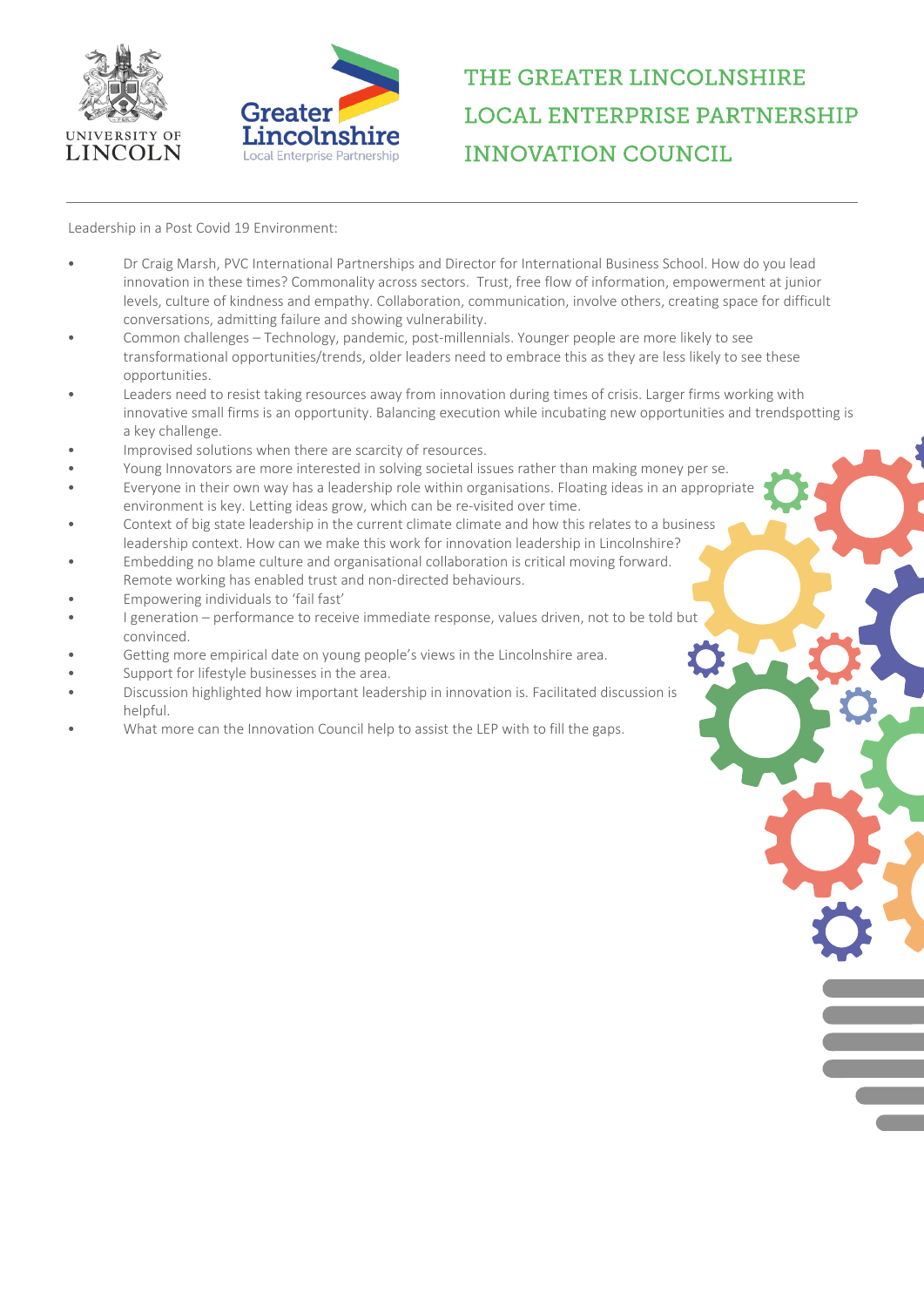# THE GREATER LINCOLNSHIRE LOCAL ENTERPRISE PARTNERSHIP INNOVATION COUNCIL

Leadership in a Post Covid 19 Environment:

- Dr Craig Marsh, PVC International Partnerships and Director for International Business School. How do you lead innovation in these times? Commonality across sectors. Trust, free flow of information, empowerment at junior levels, culture of kindness and empathy. Collaboration, communication, involve others, creating space for difficult conversations, admitting failure and showing vulnerability.
- Common challenges – Technology, pandemic, post-millennials. Younger people are more likely to see transformational opportunities/trends, older leaders need to embrace this as they are less likely to see these opportunities.
- Leaders need to resist taking resources away from innovation during times of crisis. Larger firms working with innovative small firms is an opportunity. Balancing execution while incubating new opportunities and trendspotting is a key challenge.
- Improvised solutions when there are scarcity of resources.
- Young Innovators are more interested in solving societal issues rather than making money per se.
- Everyone in their own way has a leadership role within organisations. Floating ideas in an appropriate environment is key. Letting ideas grow, which can be re-visited over time.
- Context of big state leadership in the current climate climate and how this relates to a business leadership context. How can we make this work for innovation leadership in Lincolnshire?
- Embedding no blame culture and organisational collaboration is critical moving forward. Remote working has enabled trust and non-directed behaviours.
- Empowering individuals to 'fail fast'
- I generation – performance to receive immediate response, values driven, not to be told but convinced.
- Getting more empirical date on young people's views in the Lincolnshire area.
- Support for lifestyle businesses in the area.
- Discussion highlighted how important leadership in innovation is. Facilitated discussion is helpful.
- What more can the Innovation Council help to assist the LEP with to fill the gaps.